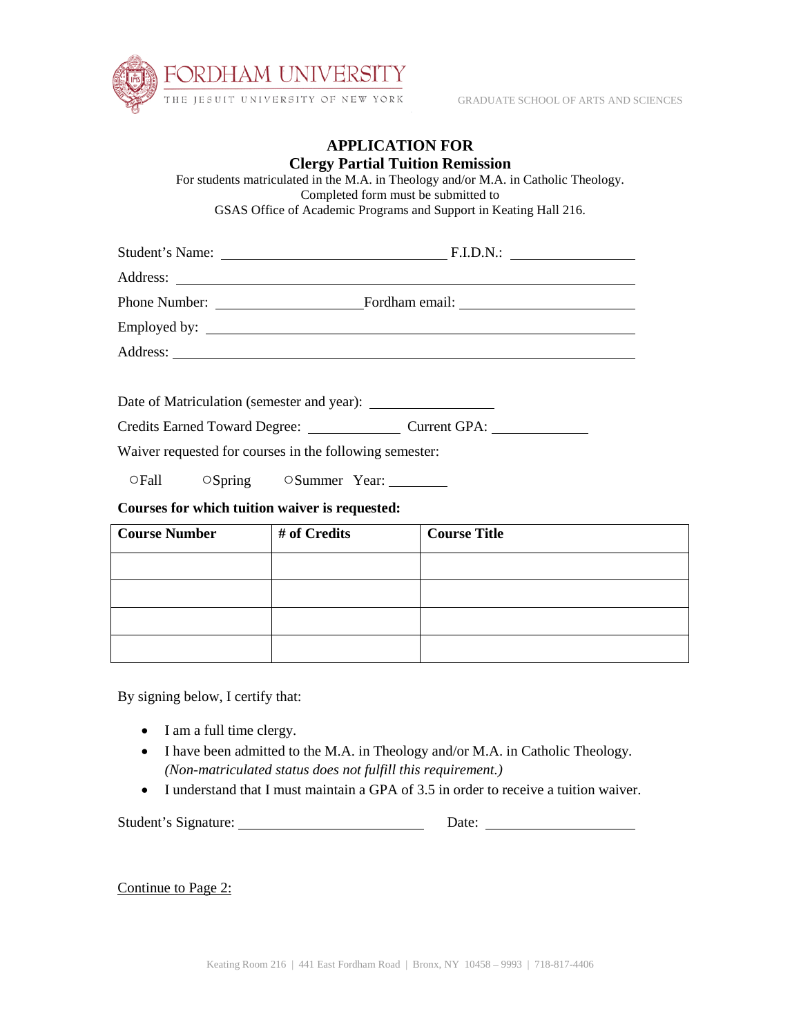FORDHAM UNIVERSITY

THE JESUIT UNIVERSITY OF NEW YORK

GRADUATE SCHOOL OF ARTS AND SCIENCES

# APPLICATION FOR
## Clergy Partial Tuition Remission

For students matriculated in the M.A. in Theology and/or M.A. in Catholic Theology.
Completed form must be submitted to
GSAS Office of Academic Programs and Support in Keating Hall 216.

Student's Name: ______________________________ F.I.D.N.: ________________

Address: ______________________________________________________________

Phone Number: ____________________ Fordham email: _______________________

Employed by: __________________________________________________________

Address: ______________________________________________________________

Date of Matriculation (semester and year): ________________

Credits Earned Toward Degree: ____________ Current GPA: ____________

Waiver requested for courses in the following semester:

○Fall ○Spring ○Summer Year: ________

**Courses for which tuition waiver is requested:**

| Course Number | # of Credits | Course Title |
|---|---|---|
| | | |
| | | |
| | | |
| | | |

By signing below, I certify that:

- I am a full time clergy.
- I have been admitted to the M.A. in Theology and/or M.A. in Catholic Theology. *(Non-matriculated status does not fulfill this requirement.)*
- I understand that I must maintain a GPA of 3.5 in order to receive a tuition waiver.

Student's Signature: ________________________ Date: ____________________

Continue to Page 2:

Keating Room 216 | 441 East Fordham Road | Bronx, NY 10458 – 9993 | 718-817-4406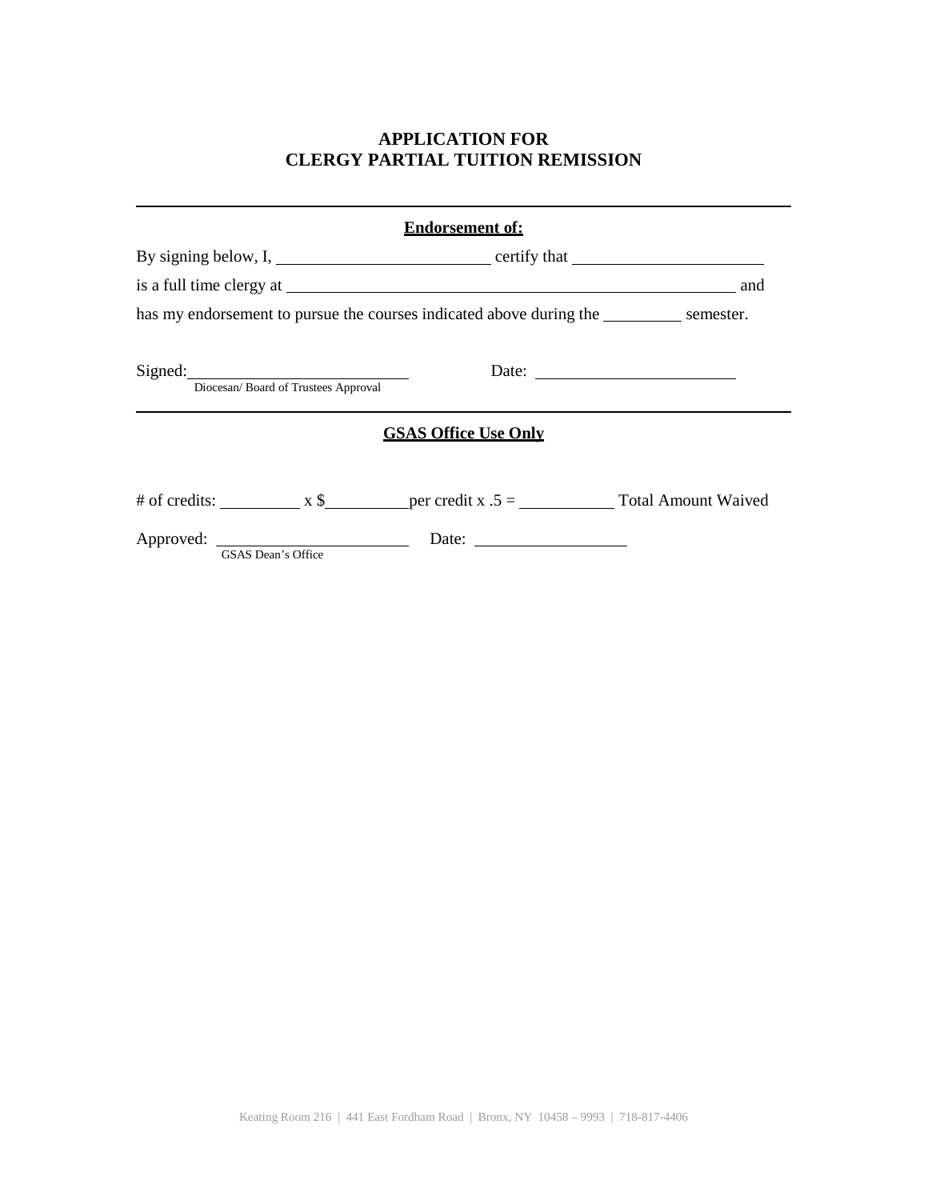# APPLICATION FOR
# CLERGY PARTIAL TUITION REMISSION

---

**Endorsement of:**

By signing below, I, \_\_\_\_\_\_\_\_\_\_\_\_\_\_\_\_\_\_\_\_\_\_\_\_ certify that \_\_\_\_\_\_\_\_\_\_\_\_\_\_\_\_\_\_\_\_\_\_

is a full time clergy at \_\_\_\_\_\_\_\_\_\_\_\_\_\_\_\_\_\_\_\_\_\_\_\_\_\_\_\_\_\_\_\_\_\_\_\_\_\_\_\_\_\_\_\_\_\_\_\_\_\_\_\_ and

has my endorsement to pursue the courses indicated above during the \_\_\_\_\_\_\_\_\_ semester.

Signed: \_\_\_\_\_\_\_\_\_\_\_\_\_\_\_\_\_\_\_\_\_\_\_\_\_\_ Date: \_\_\_\_\_\_\_\_\_\_\_\_\_\_\_\_\_\_\_\_\_\_\_\_

Diocesan/ Board of Trustees Approval

---

**GSAS Office Use Only**

# of credits: \_\_\_\_\_\_\_\_\_ x $ \_\_\_\_\_\_\_\_\_ per credit x .5 = \_\_\_\_\_\_\_\_\_\_\_ Total Amount Waived

Approved: \_\_\_\_\_\_\_\_\_\_\_\_\_\_\_\_\_\_\_\_\_\_\_ Date: \_\_\_\_\_\_\_\_\_\_\_\_\_\_\_\_\_\_

GSAS Dean's Office

Keating Room 216 | 441 East Fordham Road | Bronx, NY 10458 – 9993 | 718-817-4406